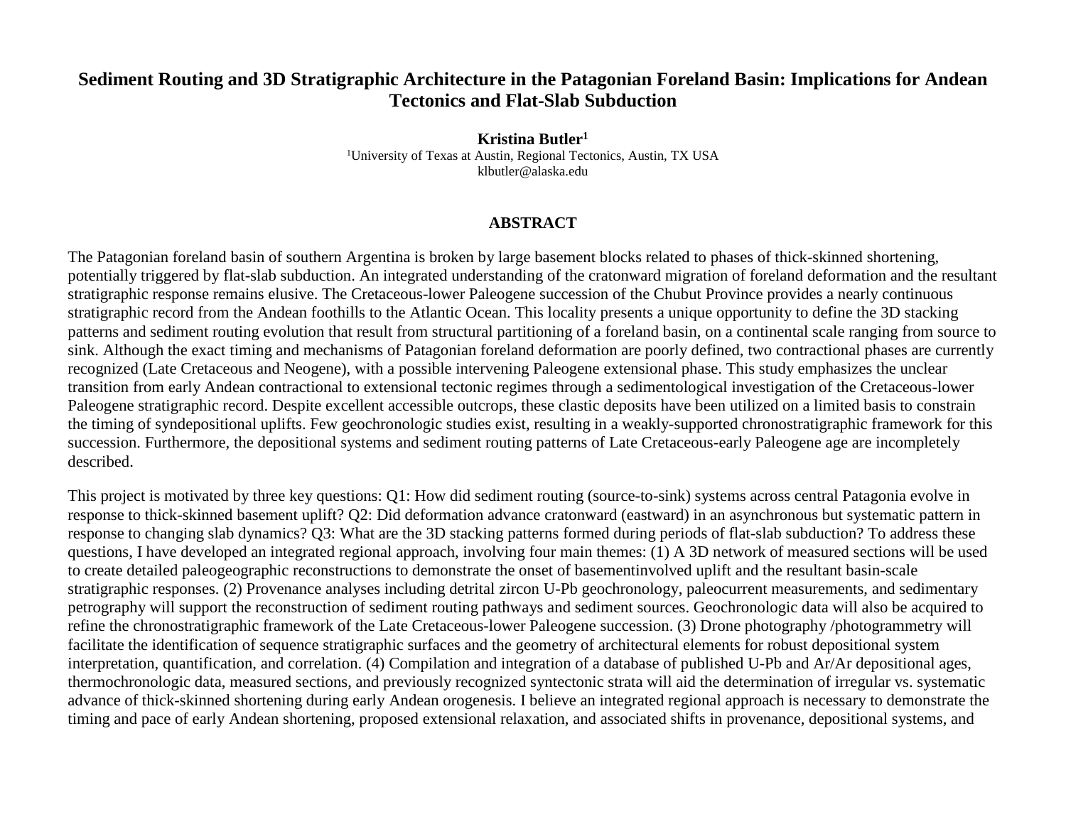# Sediment Routing and 3D Stratigraphic Architecture in the Patagonian Foreland Basin: Implications for Andean Tectonics and Flat-Slab Subduction

**Kristina Butler[1]**

[1]University of Texas at Austin, Regional Tectonics, Austin, TX USA
klbutler@alaska.edu

## ABSTRACT

The Patagonian foreland basin of southern Argentina is broken by large basement blocks related to phases of thick-skinned shortening, potentially triggered by flat-slab subduction. An integrated understanding of the cratonward migration of foreland deformation and the resultant stratigraphic response remains elusive. The Cretaceous-lower Paleogene succession of the Chubut Province provides a nearly continuous stratigraphic record from the Andean foothills to the Atlantic Ocean. This locality presents a unique opportunity to define the 3D stacking patterns and sediment routing evolution that result from structural partitioning of a foreland basin, on a continental scale ranging from source to sink. Although the exact timing and mechanisms of Patagonian foreland deformation are poorly defined, two contractional phases are currently recognized (Late Cretaceous and Neogene), with a possible intervening Paleogene extensional phase. This study emphasizes the unclear transition from early Andean contractional to extensional tectonic regimes through a sedimentological investigation of the Cretaceous-lower Paleogene stratigraphic record. Despite excellent accessible outcrops, these clastic deposits have been utilized on a limited basis to constrain the timing of syndepositional uplifts. Few geochronologic studies exist, resulting in a weakly-supported chronostratigraphic framework for this succession. Furthermore, the depositional systems and sediment routing patterns of Late Cretaceous-early Paleogene age are incompletely described.

This project is motivated by three key questions: Q1: How did sediment routing (source-to-sink) systems across central Patagonia evolve in response to thick-skinned basement uplift? Q2: Did deformation advance cratonward (eastward) in an asynchronous but systematic pattern in response to changing slab dynamics? Q3: What are the 3D stacking patterns formed during periods of flat-slab subduction? To address these questions, I have developed an integrated regional approach, involving four main themes: (1) A 3D network of measured sections will be used to create detailed paleogeographic reconstructions to demonstrate the onset of basementinvolved uplift and the resultant basin-scale stratigraphic responses. (2) Provenance analyses including detrital zircon U-Pb geochronology, paleocurrent measurements, and sedimentary petrography will support the reconstruction of sediment routing pathways and sediment sources. Geochronologic data will also be acquired to refine the chronostratigraphic framework of the Late Cretaceous-lower Paleogene succession. (3) Drone photography /photogrammetry will facilitate the identification of sequence stratigraphic surfaces and the geometry of architectural elements for robust depositional system interpretation, quantification, and correlation. (4) Compilation and integration of a database of published U-Pb and Ar/Ar depositional ages, thermochronologic data, measured sections, and previously recognized syntectonic strata will aid the determination of irregular vs. systematic advance of thick-skinned shortening during early Andean orogenesis. I believe an integrated regional approach is necessary to demonstrate the timing and pace of early Andean shortening, proposed extensional relaxation, and associated shifts in provenance, depositional systems, and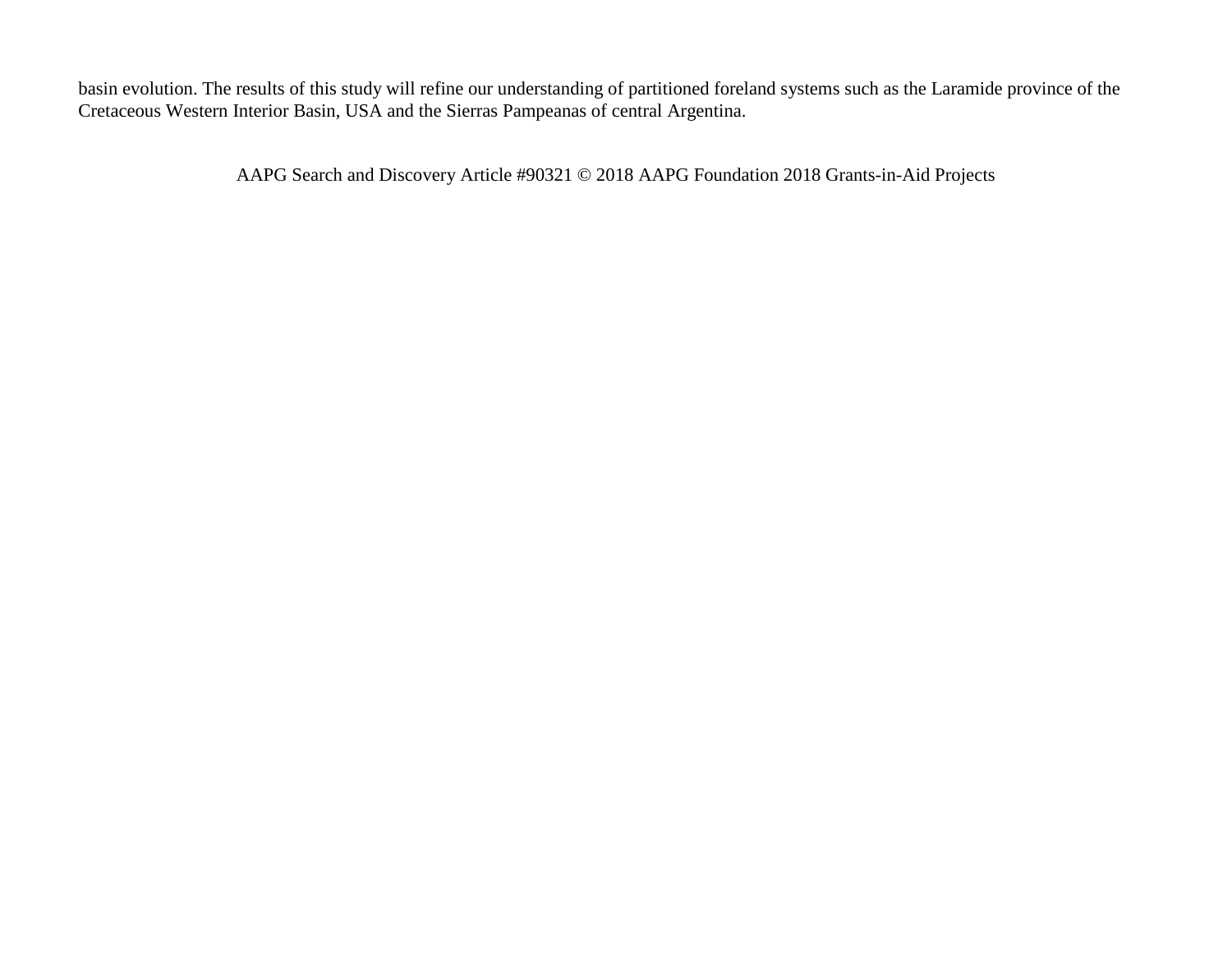basin evolution. The results of this study will refine our understanding of partitioned foreland systems such as the Laramide province of the Cretaceous Western Interior Basin, USA and the Sierras Pampeanas of central Argentina.

AAPG Search and Discovery Article #90321 © 2018 AAPG Foundation 2018 Grants-in-Aid Projects